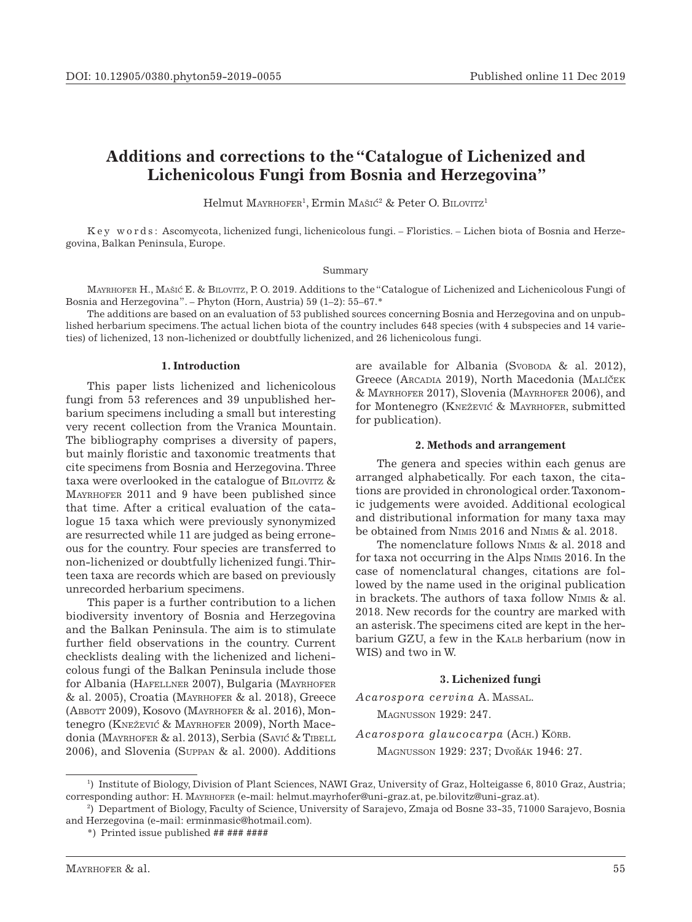DOI: 10.12905/0380.phyton59-2019-0055 Published online 11 Dec 2019

# Additions and corrections to the "Catalogue of Lichenized and Lichenicolous Fungi from Bosnia and Herzegovina"

Helmut Mayrhofer[1], Ermin Mašić[2] & Peter O. Bilovitz[1]

Key words: Ascomycota, lichenized fungi, lichenicolous fungi. – Floristics. – Lichen biota of Bosnia and Herzegovina, Balkan Peninsula, Europe.

## Summary

Mayrhofer H., Mašić E. & Bilovitz, P. O. 2019. Additions to the "Catalogue of Lichenized and Lichenicolous Fungi of Bosnia and Herzegovina". – Phyton (Horn, Austria) 59 (1–2): 55–67.*

The additions are based on an evaluation of 53 published sources concerning Bosnia and Herzegovina and on unpublished herbarium specimens. The actual lichen biota of the country includes 648 species (with 4 subspecies and 14 varieties) of lichenized, 13 non-lichenized or doubtfully lichenized, and 26 lichenicolous fungi.

## 1. Introduction

This paper lists lichenized and lichenicolous fungi from 53 references and 39 unpublished herbarium specimens including a small but interesting very recent collection from the Vranica Mountain. The bibliography comprises a diversity of papers, but mainly floristic and taxonomic treatments that cite specimens from Bosnia and Herzegovina. Three taxa were overlooked in the catalogue of Bilovitz & Mayrhofer 2011 and 9 have been published since that time. After a critical evaluation of the catalogue 15 taxa which were previously synonymized are resurrected while 11 are judged as being erroneous for the country. Four species are transferred to non-lichenized or doubtfully lichenized fungi. Thirteen taxa are records which are based on previously unrecorded herbarium specimens.

This paper is a further contribution to a lichen biodiversity inventory of Bosnia and Herzegovina and the Balkan Peninsula. The aim is to stimulate further field observations in the country. Current checklists dealing with the lichenized and lichenicolous fungi of the Balkan Peninsula include those for Albania (Hafellner 2007), Bulgaria (Mayrhofer & al. 2005), Croatia (Mayrhofer & al. 2018), Greece (Abbott 2009), Kosovo (Mayrhofer & al. 2016), Montenegro (Knežević & Mayrhofer 2009), North Macedonia (Mayrhofer & al. 2013), Serbia (Savić & Tibell 2006), and Slovenia (Suppan & al. 2000). Additions are available for Albania (Svoboda & al. 2012), Greece (Arcadia 2019), North Macedonia (Malíček & Mayrhofer 2017), Slovenia (Mayrhofer 2006), and for Montenegro (Knežević & Mayrhofer, submitted for publication).

## 2. Methods and arrangement

The genera and species within each genus are arranged alphabetically. For each taxon, the citations are provided in chronological order. Taxonomic judgements were avoided. Additional ecological and distributional information for many taxa may be obtained from Nimis 2016 and Nimis & al. 2018.

The nomenclature follows Nimis & al. 2018 and for taxa not occurring in the Alps Nimis 2016. In the case of nomenclatural changes, citations are followed by the name used in the original publication in brackets. The authors of taxa follow Nimis & al. 2018. New records for the country are marked with an asterisk. The specimens cited are kept in the herbarium GZU, a few in the Kalb herbarium (now in WIS) and two in W.

## 3. Lichenized fungi

*Acarospora cervina* A. Massal.

Magnusson 1929: 247.

*Acarospora glaucocarpa* (Ach.) Körb.

Magnusson 1929: 237; Dvořák 1946: 27.

---

[1]) Institute of Biology, Division of Plant Sciences, NAWI Graz, University of Graz, Holteigasse 6, 8010 Graz, Austria; corresponding author: H. Mayrhofer (e-mail: helmut.mayrhofer@uni-graz.at, pe.bilovitz@uni-graz.at).

[2]) Department of Biology, Faculty of Science, University of Sarajevo, Zmaja od Bosne 33-35, 71000 Sarajevo, Bosnia and Herzegovina (e-mail: erminmasic@hotmail.com).

*) Printed issue published ## ### ####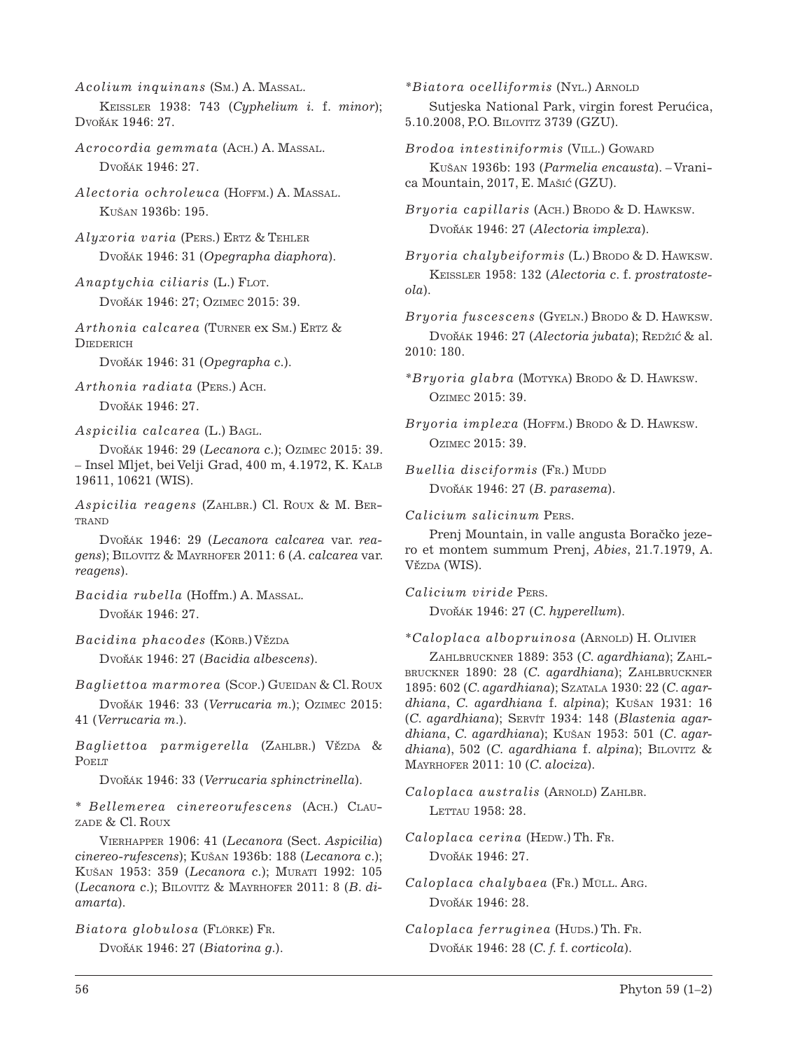*Acolium inquinans* (Sm.) A. Massal.

Keissler 1938: 743 (*Cyphelium i.* f. *minor*); Dvořák 1946: 27.

*Acrocordia gemmata* (Ach.) A. Massal.

Dvořák 1946: 27.

*Alectoria ochroleuca* (Hoffm.) A. Massal.

Kušan 1936b: 195.

*Alyxoria varia* (Pers.) Ertz & Tehler

Dvořák 1946: 31 (*Opegrapha diaphora*).

*Anaptychia ciliaris* (L.) Flot.

Dvořák 1946: 27; Ozimec 2015: 39.

*Arthonia calcarea* (Turner ex Sm.) Ertz & Diederich

Dvořák 1946: 31 (*Opegrapha c.*).

*Arthonia radiata* (Pers.) Ach.

Dvořák 1946: 27.

*Aspicilia calcarea* (L.) Bagl.

Dvořák 1946: 29 (*Lecanora c.*); Ozimec 2015: 39. – Insel Mljet, bei Velji Grad, 400 m, 4.1972, K. Kalb 19611, 10621 (WIS).

*Aspicilia reagens* (Zahlbr.) Cl. Roux & M. Bertrand

Dvořák 1946: 29 (*Lecanora calcarea* var. *reagens*); Bilovitz & Mayrhofer 2011: 6 (*A. calcarea* var. *reagens*).

*Bacidia rubella* (Hoffm.) A. Massal.

Dvořák 1946: 27.

*Bacidina phacodes* (Körb.) Vězda

Dvořák 1946: 27 (*Bacidia albescens*).

*Bagliettoa marmorea* (Scop.) Gueidan & Cl. Roux

Dvořák 1946: 33 (*Verrucaria m.*); Ozimec 2015: 41 (*Verrucaria m.*).

*Bagliettoa parmigerella* (Zahlbr.) Vězda & Poelt

Dvořák 1946: 33 (*Verrucaria sphinctrinella*).

\* *Bellemerea cinereorufescens* (Ach.) Clauzade & Cl. Roux

Vierhapper 1906: 41 (*Lecanora* (Sect. *Aspicilia*) *cinereo-rufescens*); Kušan 1936b: 188 (*Lecanora c.*); Kušan 1953: 359 (*Lecanora c.*); Murati 1992: 105 (*Lecanora c.*); Bilovitz & Mayrhofer 2011: 8 (*B. diamarta*).

*Biatora globulosa* (Flörke) Fr.

Dvořák 1946: 27 (*Biatorina g.*).

\**Biatora ocelliformis* (Nyl.) Arnold

Sutjeska National Park, virgin forest Perućica, 5.10.2008, P.O. Bilovitz 3739 (GZU).

*Brodoa intestiniformis* (Vill.) Goward

Kušan 1936b: 193 (*Parmelia encausta*). – Vranica Mountain, 2017, E. Mašić (GZU).

*Bryoria capillaris* (Ach.) Brodo & D. Hawksw.

Dvořák 1946: 27 (*Alectoria implexa*).

*Bryoria chalybeiformis* (L.) Brodo & D. Hawksw.

Keissler 1958: 132 (*Alectoria c.* f. *prostratosteola*).

*Bryoria fuscescens* (Gyeln.) Brodo & D. Hawksw.

Dvořák 1946: 27 (*Alectoria jubata*); Redžić & al. 2010: 180.

\**Bryoria glabra* (Motyka) Brodo & D. Hawksw.

Ozimec 2015: 39.

*Bryoria implexa* (Hoffm.) Brodo & D. Hawksw.

Ozimec 2015: 39.

*Buellia disciformis* (Fr.) Mudd

Dvořák 1946: 27 (*B. parasema*).

*Calicium salicinum* Pers.

Prenj Mountain, in valle angusta Boračko jezero et montem summum Prenj, *Abies*, 21.7.1979, A. Vězda (WIS).

*Calicium viride* Pers.

Dvořák 1946: 27 (*C. hyperellum*).

\**Caloplaca albopruinosa* (Arnold) H. Olivier

Zahlbruckner 1889: 353 (*C. agardhiana*); Zahlbruckner 1890: 28 (*C. agardhiana*); Zahlbruckner 1895: 602 (*C. agardhiana*); Szatala 1930: 22 (*C. agardhiana*, *C. agardhiana* f. *alpina*); Kušan 1931: 16 (*C. agardhiana*); Servít 1934: 148 (*Blastenia agardhiana*, *C. agardhiana*); Kušan 1953: 501 (*C. agardhiana*), 502 (*C. agardhiana* f. *alpina*); Bilovitz & Mayrhofer 2011: 10 (*C. alociza*).

*Caloplaca australis* (Arnold) Zahlbr.

Lettau 1958: 28.

*Caloplaca cerina* (Hedw.) Th. Fr.

Dvořák 1946: 27.

*Caloplaca chalybaea* (Fr.) Müll. Arg.

Dvořák 1946: 28.

*Caloplaca ferruginea* (Huds.) Th. Fr.

Dvořák 1946: 28 (*C. f.* f. *corticola*).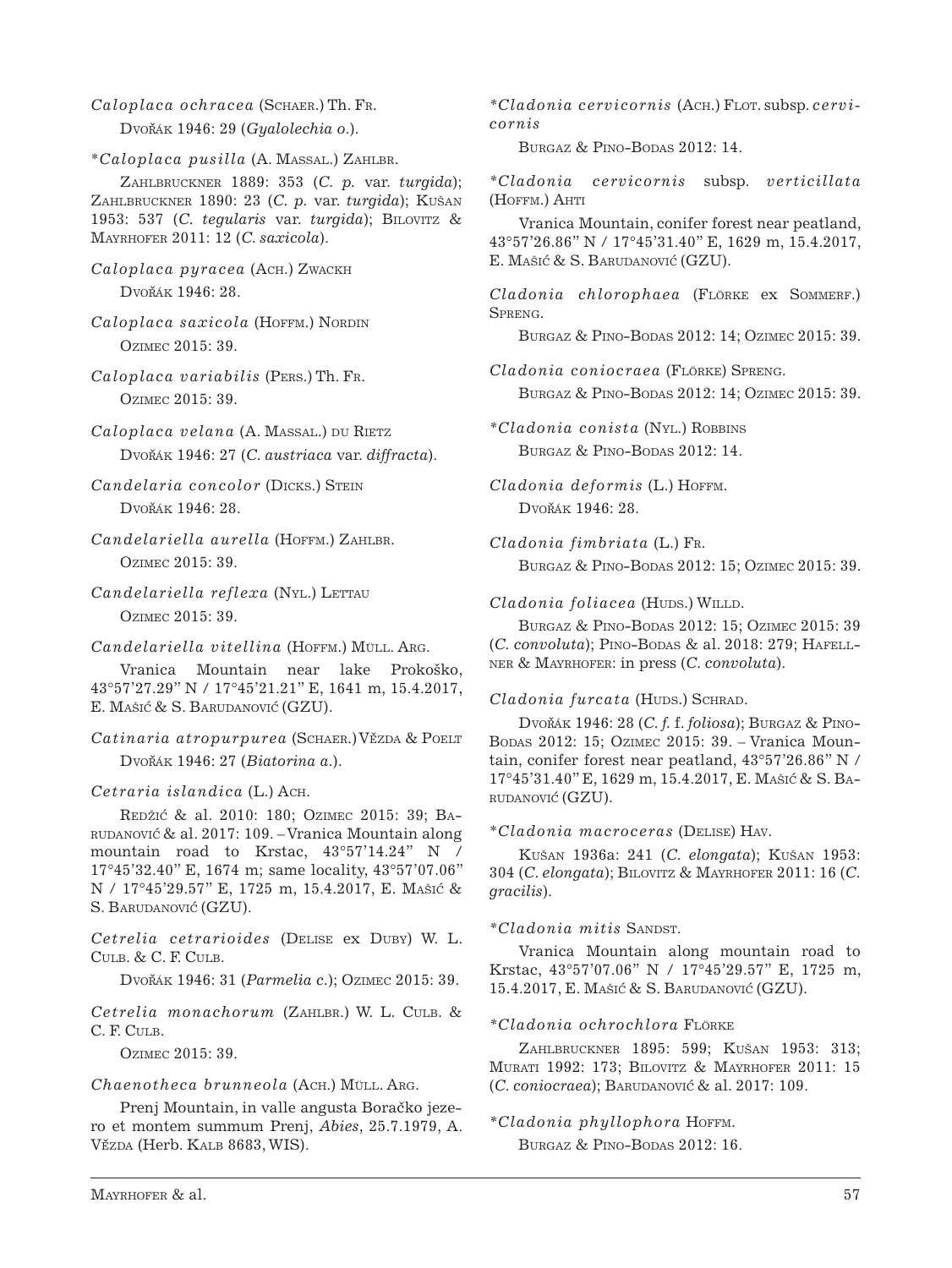*Caloplaca ochracea* (Schaer.) Th. Fr.

Dvořák 1946: 29 (*Gyalolechia o.*).

*\*Caloplaca pusilla* (A. Massal.) Zahlbr.

Zahlbruckner 1889: 353 (*C. p.* var. *turgida*); Zahlbruckner 1890: 23 (*C. p.* var. *turgida*); Kušan 1953: 537 (*C. tegularis* var. *turgida*); Bilovitz & Mayrhofer 2011: 12 (*C. saxicola*).

*Caloplaca pyracea* (Ach.) Zwackh

Dvořák 1946: 28.

*Caloplaca saxicola* (Hoffm.) Nordin

Ozimec 2015: 39.

*Caloplaca variabilis* (Pers.) Th. Fr.

Ozimec 2015: 39.

*Caloplaca velana* (A. Massal.) du Rietz

Dvořák 1946: 27 (*C. austriaca* var. *diffracta*).

*Candelaria concolor* (Dicks.) Stein

Dvořák 1946: 28.

*Candelariella aurella* (Hoffm.) Zahlbr.

Ozimec 2015: 39.

*Candelariella reflexa* (Nyl.) Lettau

Ozimec 2015: 39.

*Candelariella vitellina* (Hoffm.) Müll. Arg.

Vranica Mountain near lake Prokoško, 43°57'27.29" N / 17°45'21.21" E, 1641 m, 15.4.2017, E. Mašić & S. Barudanović (GZU).

*Catinaria atropurpurea* (Schaer.) Vězda & Poelt

Dvořák 1946: 27 (*Biatorina a.*).

*Cetraria islandica* (L.) Ach.

Redžić & al. 2010: 180; Ozimec 2015: 39; Barudanović & al. 2017: 109. – Vranica Mountain along mountain road to Krstac, 43°57'14.24" N / 17°45'32.40" E, 1674 m; same locality, 43°57'07.06" N / 17°45'29.57" E, 1725 m, 15.4.2017, E. Mašić & S. Barudanović (GZU).

*Cetrelia cetrarioides* (Delise ex Duby) W. L. Culb. & C. F. Culb.

Dvořák 1946: 31 (*Parmelia c.*); Ozimec 2015: 39.

*Cetrelia monachorum* (Zahlbr.) W. L. Culb. & C. F. Culb.

Ozimec 2015: 39.

*Chaenotheca brunneola* (Ach.) Müll. Arg.

Prenj Mountain, in valle angusta Boračko jezero et montem summum Prenj, *Abies*, 25.7.1979, A. Vězda (Herb. Kalb 8683, WIS).

*\*Cladonia cervicornis* (Ach.) Flot. subsp. *cervicornis*

Burgaz & Pino-Bodas 2012: 14.

*\*Cladonia cervicornis* subsp. *verticillata* (Hoffm.) Ahti

Vranica Mountain, conifer forest near peatland, 43°57'26.86" N / 17°45'31.40" E, 1629 m, 15.4.2017, E. Mašić & S. Barudanović (GZU).

*Cladonia chlorophaea* (Flörke ex Sommerf.) Spreng.

Burgaz & Pino-Bodas 2012: 14; Ozimec 2015: 39.

*Cladonia coniocraea* (Flörke) Spreng.

Burgaz & Pino-Bodas 2012: 14; Ozimec 2015: 39.

*\*Cladonia conista* (Nyl.) Robbins

Burgaz & Pino-Bodas 2012: 14.

*Cladonia deformis* (L.) Hoffm.

Dvořák 1946: 28.

*Cladonia fimbriata* (L.) Fr.

Burgaz & Pino-Bodas 2012: 15; Ozimec 2015: 39.

*Cladonia foliacea* (Huds.) Willd.

Burgaz & Pino-Bodas 2012: 15; Ozimec 2015: 39 (*C. convoluta*); Pino-Bodas & al. 2018: 279; Hafellner & Mayrhofer: in press (*C. convoluta*).

*Cladonia furcata* (Huds.) Schrad.

Dvořák 1946: 28 (*C. f.* f. *foliosa*); Burgaz & Pino-Bodas 2012: 15; Ozimec 2015: 39. – Vranica Mountain, conifer forest near peatland, 43°57'26.86" N / 17°45'31.40" E, 1629 m, 15.4.2017, E. Mašić & S. Barudanović (GZU).

*\*Cladonia macroceras* (Delise) Hav.

Kušan 1936a: 241 (*C. elongata*); Kušan 1953: 304 (*C. elongata*); Bilovitz & Mayrhofer 2011: 16 (*C. gracilis*).

*\*Cladonia mitis* Sandst.

Vranica Mountain along mountain road to Krstac, 43°57'07.06" N / 17°45'29.57" E, 1725 m, 15.4.2017, E. Mašić & S. Barudanović (GZU).

*\*Cladonia ochrochlora* Flörke

Zahlbruckner 1895: 599; Kušan 1953: 313; Murati 1992: 173; Bilovitz & Mayrhofer 2011: 15 (*C. coniocraea*); Barudanović & al. 2017: 109.

*\*Cladonia phyllophora* Hoffm.

Burgaz & Pino-Bodas 2012: 16.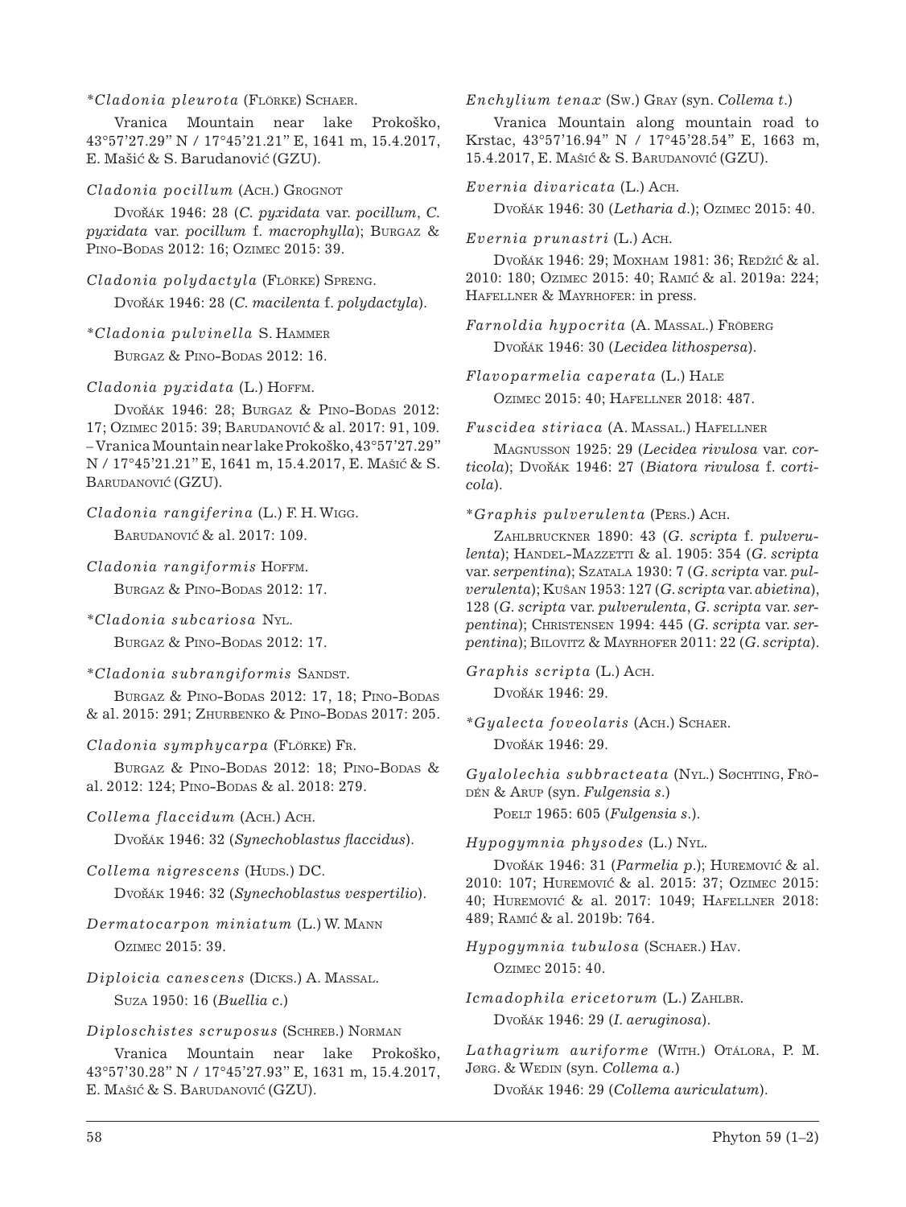**\****Cladonia pleurota*** (Flörke) Schaer.

Vranica Mountain near lake Prokoško, 43°57'27.29" N / 17°45'21.21" E, 1641 m, 15.4.2017, E. Mašić & S. Barudanović (GZU).

***Cladonia pocillum*** (Ach.) Grognot

Dvořák 1946: 28 (*C. pyxidata* var. *pocillum*, *C. pyxidata* var. *pocillum* f. *macrophylla*); Burgaz & Pino-Bodas 2012: 16; Ozimec 2015: 39.

***Cladonia polydactyla*** (Flörke) Spreng.

Dvořák 1946: 28 (*C. macilenta* f. *polydactyla*).

**\****Cladonia pulvinella*** S. Hammer

Burgaz & Pino-Bodas 2012: 16.

***Cladonia pyxidata*** (L.) Hoffm.

Dvořák 1946: 28; Burgaz & Pino-Bodas 2012: 17; Ozimec 2015: 39; Barudanović & al. 2017: 91, 109. – Vranica Mountain near lake Prokoško, 43°57'27.29" N / 17°45'21.21" E, 1641 m, 15.4.2017, E. Mašić & S. Barudanović (GZU).

***Cladonia rangiferina*** (L.) F. H. Wigg.

Barudanović & al. 2017: 109.

***Cladonia rangiformis*** Hoffm.

Burgaz & Pino-Bodas 2012: 17.

**\****Cladonia subcariosa*** Nyl.

Burgaz & Pino-Bodas 2012: 17.

**\****Cladonia subrangiformis*** Sandst.

Burgaz & Pino-Bodas 2012: 17, 18; Pino-Bodas & al. 2015: 291; Zhurbenko & Pino-Bodas 2017: 205.

***Cladonia symphycarpa*** (Flörke) Fr.

Burgaz & Pino-Bodas 2012: 18; Pino-Bodas & al. 2012: 124; Pino-Bodas & al. 2018: 279.

***Collema flaccidum*** (Ach.) Ach.

Dvořák 1946: 32 (*Synechoblastus flaccidus*).

***Collema nigrescens*** (Huds.) DC.

Dvořák 1946: 32 (*Synechoblastus vespertilio*).

***Dermatocarpon miniatum*** (L.) W. Mann

Ozimec 2015: 39.

***Diploicia canescens*** (Dicks.) A. Massal.

Suza 1950: 16 (*Buellia c.*)

***Diploschistes scruposus*** (Schreb.) Norman

Vranica Mountain near lake Prokoško, 43°57'30.28" N / 17°45'27.93" E, 1631 m, 15.4.2017, E. Mašić & S. Barudanović (GZU).

***Enchylium tenax*** (Sw.) Gray (syn. *Collema t.*)

Vranica Mountain along mountain road to Krstac, 43°57'16.94" N / 17°45'28.54" E, 1663 m, 15.4.2017, E. Mašić & S. Barudanović (GZU).

***Evernia divaricata*** (L.) Ach.

Dvořák 1946: 30 (*Letharia d.*); Ozimec 2015: 40.

***Evernia prunastri*** (L.) Ach.

Dvořák 1946: 29; Moxham 1981: 36; Redžić & al. 2010: 180; Ozimec 2015: 40; Ramić & al. 2019a: 224; Hafellner & Mayrhofer: in press.

***Farnoldia hypocrita*** (A. Massal.) Fröberg

Dvořák 1946: 30 (*Lecidea lithospersa*).

***Flavoparmelia caperata*** (L.) Hale

Ozimec 2015: 40; Hafellner 2018: 487.

***Fuscidea stiriaca*** (A. Massal.) Hafellner

Magnusson 1925: 29 (*Lecidea rivulosa* var. *corticola*); Dvořák 1946: 27 (*Biatora rivulosa* f. *corticola*).

**\****Graphis pulverulenta*** (Pers.) Ach.

Zahlbruckner 1890: 43 (*G. scripta* f. *pulverulenta*); Handel-Mazzetti & al. 1905: 354 (*G. scripta* var. *serpentina*); Szatala 1930: 7 (*G. scripta* var. *pulverulenta*); Kušan 1953: 127 (*G. scripta* var. *abietina*), 128 (*G. scripta* var. *pulverulenta*, *G. scripta* var. *serpentina*); Christensen 1994: 445 (*G. scripta* var. *serpentina*); Bilovitz & Mayrhofer 2011: 22 (*G. scripta*).

***Graphis scripta*** (L.) Ach.

Dvořák 1946: 29.

**\****Gyalecta foveolaris*** (Ach.) Schaer.

Dvořák 1946: 29.

***Gyalolechia subbracteata*** (Nyl.) Søchting, Frödén & Arup (syn. *Fulgensia s.*)

Poelt 1965: 605 (*Fulgensia s.*).

***Hypogymnia physodes*** (L.) Nyl.

Dvořák 1946: 31 (*Parmelia p.*); Huremović & al. 2010: 107; Huremović & al. 2015: 37; Ozimec 2015: 40; Huremović & al. 2017: 1049; Hafellner 2018: 489; Ramić & al. 2019b: 764.

***Hypogymnia tubulosa*** (Schaer.) Hav.

Ozimec 2015: 40.

***Icmadophila ericetorum*** (L.) Zahlbr.

Dvořák 1946: 29 (*I. aeruginosa*).

***Lathagrium auriforme*** (With.) Otálora, P. M. Jørg. & Wedin (syn. *Collema a.*)

Dvořák 1946: 29 (*Collema auriculatum*).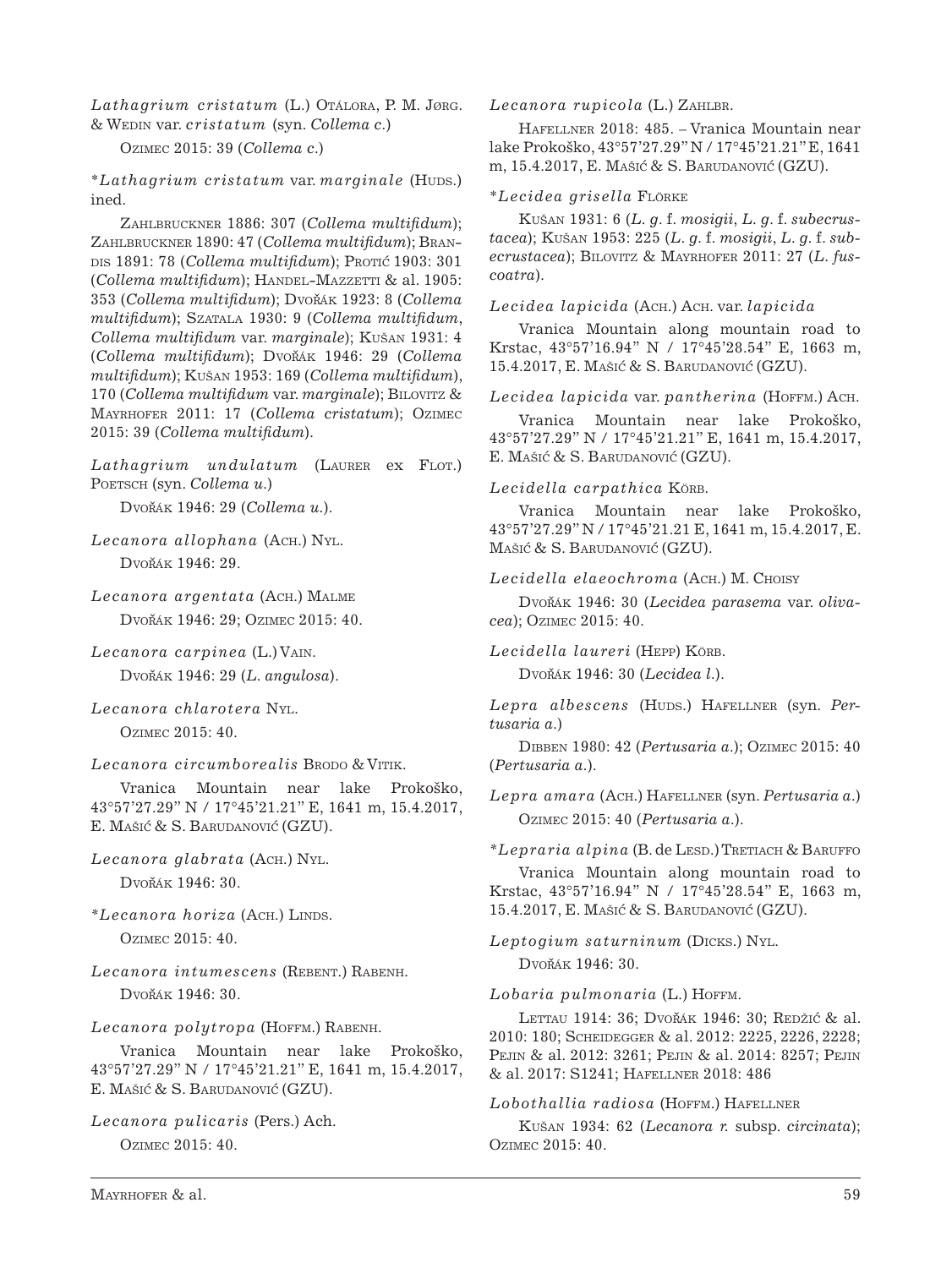*Lathagrium cristatum* (L.) Otálora, P. M. Jørg. & Wedin var. *cristatum* (syn. *Collema c.*)

Ozimec 2015: 39 (*Collema c.*)

\**Lathagrium cristatum* var. *marginale* (Huds.) ined.

Zahlbruckner 1886: 307 (*Collema multifidum*); Zahlbruckner 1890: 47 (*Collema multifidum*); Brandis 1891: 78 (*Collema multifidum*); Protić 1903: 301 (*Collema multifidum*); Handel-Mazzetti & al. 1905: 353 (*Collema multifidum*); Dvořák 1923: 8 (*Collema multifidum*); Szatala 1930: 9 (*Collema multifidum*, *Collema multifidum* var. *marginale*); Kušan 1931: 4 (*Collema multifidum*); Dvořák 1946: 29 (*Collema multifidum*); Kušan 1953: 169 (*Collema multifidum*), 170 (*Collema multifidum* var. *marginale*); Bilovitz & Mayrhofer 2011: 17 (*Collema cristatum*); Ozimec 2015: 39 (*Collema multifidum*).

*Lathagrium undulatum* (Laurer ex Flot.) Poetsch (syn. *Collema u.*)

Dvořák 1946: 29 (*Collema u.*).

*Lecanora allophana* (Ach.) Nyl.

Dvořák 1946: 29.

*Lecanora argentata* (Ach.) Malme

Dvořák 1946: 29; Ozimec 2015: 40.

*Lecanora carpinea* (L.) Vain.

Dvořák 1946: 29 (*L. angulosa*).

*Lecanora chlarotera* Nyl.

Ozimec 2015: 40.

*Lecanora circumborealis* Brodo & Vitik.

Vranica Mountain near lake Prokoško, 43°57'27.29" N / 17°45'21.21" E, 1641 m, 15.4.2017, E. Mašić & S. Barudanović (GZU).

*Lecanora glabrata* (Ach.) Nyl.

Dvořák 1946: 30.

\**Lecanora horiza* (Ach.) Linds.

Ozimec 2015: 40.

*Lecanora intumescens* (Rebent.) Rabenh.

Dvořák 1946: 30.

*Lecanora polytropa* (Hoffm.) Rabenh.

Vranica Mountain near lake Prokoško, 43°57'27.29" N / 17°45'21.21" E, 1641 m, 15.4.2017, E. Mašić & S. Barudanović (GZU).

*Lecanora pulicaris* (Pers.) Ach.

Ozimec 2015: 40.

*Lecanora rupicola* (L.) Zahlbr.

Hafellner 2018: 485. – Vranica Mountain near lake Prokoško, 43°57'27.29" N / 17°45'21.21" E, 1641 m, 15.4.2017, E. Mašić & S. Barudanović (GZU).

\**Lecidea grisella* Flörke

Kušan 1931: 6 (*L. g.* f. *mosigii*, *L. g.* f. *subecrustacea*); Kušan 1953: 225 (*L. g.* f. *mosigii*, *L. g.* f. *subecrustacea*); Bilovitz & Mayrhofer 2011: 27 (*L. fuscoatra*).

*Lecidea lapicida* (Ach.) Ach. var. *lapicida*

Vranica Mountain along mountain road to Krstac, 43°57'16.94" N / 17°45'28.54" E, 1663 m, 15.4.2017, E. Mašić & S. Barudanović (GZU).

*Lecidea lapicida* var. *pantherina* (Hoffm.) Ach.

Vranica Mountain near lake Prokoško, 43°57'27.29" N / 17°45'21.21" E, 1641 m, 15.4.2017, E. Mašić & S. Barudanović (GZU).

*Lecidella carpathica* Körb.

Vranica Mountain near lake Prokoško, 43°57'27.29" N / 17°45'21.21 E, 1641 m, 15.4.2017, E. Mašić & S. Barudanović (GZU).

*Lecidella elaeochroma* (Ach.) M. Choisy

Dvořák 1946: 30 (*Lecidea parasema* var. *olivacea*); Ozimec 2015: 40.

*Lecidella laureri* (Hepp) Körb.

Dvořák 1946: 30 (*Lecidea l.*).

*Lepra albescens* (Huds.) Hafellner (syn. *Pertusaria a.*)

Dibben 1980: 42 (*Pertusaria a.*); Ozimec 2015: 40 (*Pertusaria a.*).

*Lepra amara* (Ach.) Hafellner (syn. *Pertusaria a.*)

Ozimec 2015: 40 (*Pertusaria a.*).

\**Lepraria alpina* (B. de Lesd.) Tretiach & Baruffo

Vranica Mountain along mountain road to Krstac, 43°57'16.94" N / 17°45'28.54" E, 1663 m, 15.4.2017, E. Mašić & S. Barudanović (GZU).

*Leptogium saturninum* (Dicks.) Nyl.

Dvořák 1946: 30.

*Lobaria pulmonaria* (L.) Hoffm.

Lettau 1914: 36; Dvořák 1946: 30; Redžić & al. 2010: 180; Scheidegger & al. 2012: 2225, 2226, 2228; Pejin & al. 2012: 3261; Pejin & al. 2014: 8257; Pejin & al. 2017: S1241; Hafellner 2018: 486

*Lobothallia radiosa* (Hoffm.) Hafellner

Kušan 1934: 62 (*Lecanora r.* subsp. *circinata*); Ozimec 2015: 40.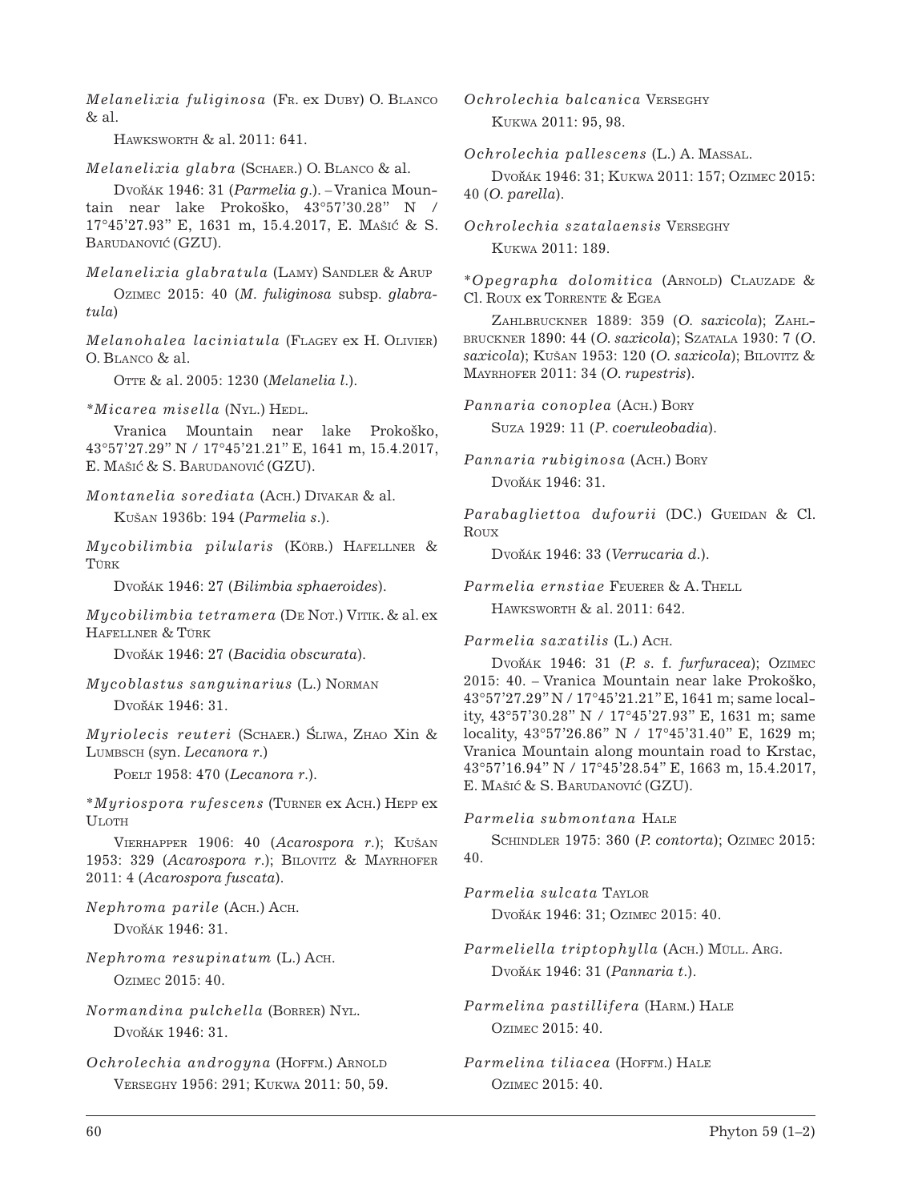*Melanelixia fuliginosa* (Fr. ex Duby) O. Blanco & al.

Hawksworth & al. 2011: 641.

*Melanelixia glabra* (Schaer.) O. Blanco & al.

Dvořák 1946: 31 (*Parmelia g.*). – Vranica Mountain near lake Prokoško, 43°57'30.28" N / 17°45'27.93" E, 1631 m, 15.4.2017, E. Mašić & S. Barudanović (GZU).

*Melanelixia glabratula* (Lamy) Sandler & Arup

Ozimec 2015: 40 (*M. fuliginosa* subsp. *glabratula*)

*Melanohalea laciniatula* (Flagey ex H. Olivier) O. Blanco & al.

Otte & al. 2005: 1230 (*Melanelia l.*).

**Micarea misella* (Nyl.) Hedl.

Vranica Mountain near lake Prokoško, 43°57'27.29" N / 17°45'21.21" E, 1641 m, 15.4.2017, E. Mašić & S. Barudanović (GZU).

*Montanelia sorediata* (Ach.) Divakar & al.

Kušan 1936b: 194 (*Parmelia s.*).

*Mycobilimbia pilularis* (Körb.) Hafellner & Türk

Dvořák 1946: 27 (*Bilimbia sphaeroides*).

*Mycobilimbia tetramera* (De Not.) Vitik. & al. ex Hafellner & Türk

Dvořák 1946: 27 (*Bacidia obscurata*).

*Mycoblastus sanguinarius* (L.) Norman

Dvořák 1946: 31.

*Myriolecis reuteri* (Schaer.) Śliwa, Zhao Xin & Lumbsch (syn. *Lecanora r.*)

Poelt 1958: 470 (*Lecanora r.*).

**Myriospora rufescens* (Turner ex Ach.) Hepp ex Uloth

Vierhapper 1906: 40 (*Acarospora r.*); Kušan 1953: 329 (*Acarospora r.*); Bilovitz & Mayrhofer 2011: 4 (*Acarospora fuscata*).

*Nephroma parile* (Ach.) Ach.

Dvořák 1946: 31.

*Nephroma resupinatum* (L.) Ach.

Ozimec 2015: 40.

*Normandina pulchella* (Borrer) Nyl.

Dvořák 1946: 31.

*Ochrolechia androgyna* (Hoffm.) Arnold

Verseghy 1956: 291; Kukwa 2011: 50, 59.

*Ochrolechia balcanica* Verseghy

Kukwa 2011: 95, 98.

*Ochrolechia pallescens* (L.) A. Massal.

Dvořák 1946: 31; Kukwa 2011: 157; Ozimec 2015: 40 (*O. parella*).

*Ochrolechia szatalaensis* Verseghy

Kukwa 2011: 189.

**Opegrapha dolomitica* (Arnold) Clauzade & Cl. Roux ex Torrente & Egea

Zahlbruckner 1889: 359 (*O. saxicola*); Zahlbruckner 1890: 44 (*O. saxicola*); Szatala 1930: 7 (*O. saxicola*); Kušan 1953: 120 (*O. saxicola*); Bilovitz & Mayrhofer 2011: 34 (*O. rupestris*).

*Pannaria conoplea* (Ach.) Bory

Suza 1929: 11 (*P. coeruleobadia*).

*Pannaria rubiginosa* (Ach.) Bory

Dvořák 1946: 31.

*Parabagliettoa dufourii* (DC.) Gueidan & Cl. Roux

Dvořák 1946: 33 (*Verrucaria d.*).

*Parmelia ernstiae* Feuerer & A. Thell

Hawksworth & al. 2011: 642.

*Parmelia saxatilis* (L.) Ach.

Dvořák 1946: 31 (*P. s.* f. *furfuracea*); Ozimec 2015: 40. – Vranica Mountain near lake Prokoško, 43°57'27.29" N / 17°45'21.21" E, 1641 m; same locality, 43°57'30.28" N / 17°45'27.93" E, 1631 m; same locality, 43°57'26.86" N / 17°45'31.40" E, 1629 m; Vranica Mountain along mountain road to Krstac, 43°57'16.94" N / 17°45'28.54" E, 1663 m, 15.4.2017, E. Mašić & S. Barudanović (GZU).

*Parmelia submontana* Hale

Schindler 1975: 360 (*P. contorta*); Ozimec 2015: 40.

*Parmelia sulcata* Taylor

Dvořák 1946: 31; Ozimec 2015: 40.

*Parmeliella triptophylla* (Ach.) Müll. Arg.

Dvořák 1946: 31 (*Pannaria t.*).

*Parmelina pastillifera* (Harm.) Hale

Ozimec 2015: 40.

*Parmelina tiliacea* (Hoffm.) Hale

Ozimec 2015: 40.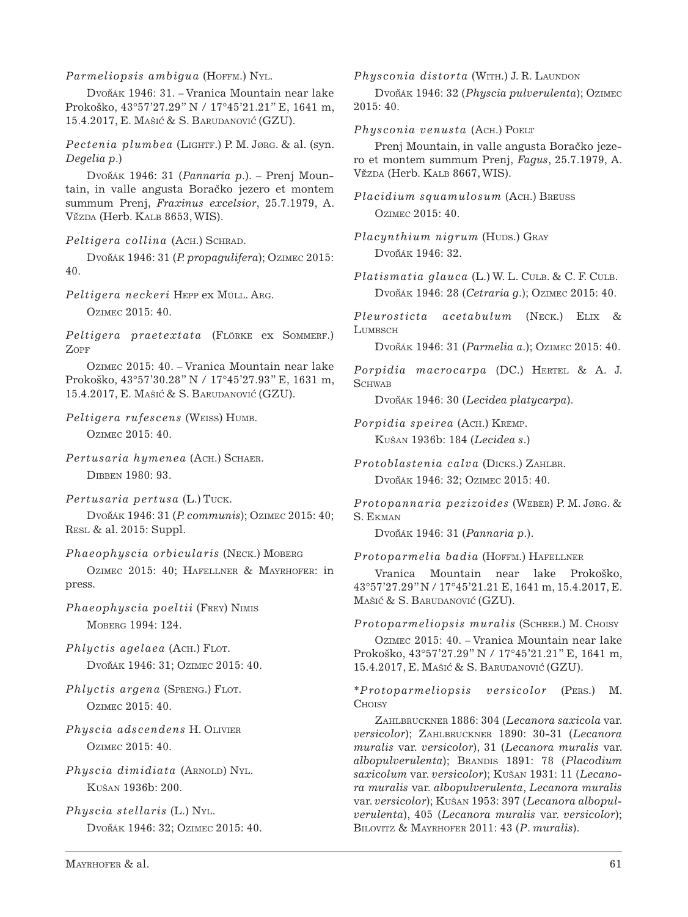*Parmeliopsis ambigua* (Hoffm.) Nyl.

Dvořák 1946: 31. – Vranica Mountain near lake Prokoško, 43°57'27.29" N / 17°45'21.21" E, 1641 m, 15.4.2017, E. Mašić & S. Barudanović (GZU).

*Pectenia plumbea* (Lightf.) P. M. Jørg. & al. (syn. *Degelia p.*)

Dvořák 1946: 31 (*Pannaria p.*). – Prenj Mountain, in valle angusta Boračko jezero et montem summum Prenj, *Fraxinus excelsior*, 25.7.1979, A. Vězda (Herb. Kalb 8653, WIS).

*Peltigera collina* (Ach.) Schrad.

Dvořák 1946: 31 (*P. propagulifera*); Ozimec 2015: 40.

*Peltigera neckeri* Hepp ex Müll. Arg.

Ozimec 2015: 40.

*Peltigera praetextata* (Flörke ex Sommerf.) Zopf

Ozimec 2015: 40. – Vranica Mountain near lake Prokoško, 43°57'30.28" N / 17°45'27.93" E, 1631 m, 15.4.2017, E. Mašić & S. Barudanović (GZU).

*Peltigera rufescens* (Weiss) Humb.

Ozimec 2015: 40.

*Pertusaria hymenea* (Ach.) Schaer.

Dibben 1980: 93.

*Pertusaria pertusa* (L.) Tuck.

Dvořák 1946: 31 (*P. communis*); Ozimec 2015: 40; Resl & al. 2015: Suppl.

*Phaeophyscia orbicularis* (Neck.) Moberg

Ozimec 2015: 40; Hafellner & Mayrhofer: in press.

*Phaeophyscia poeltii* (Frey) Nimis

Moberg 1994: 124.

*Phlyctis agelaea* (Ach.) Flot.

Dvořák 1946: 31; Ozimec 2015: 40.

*Phlyctis argena* (Spreng.) Flot.

Ozimec 2015: 40.

*Physcia adscendens* H. Olivier

Ozimec 2015: 40.

*Physcia dimidiata* (Arnold) Nyl.

Kušan 1936b: 200.

*Physcia stellaris* (L.) Nyl.

Dvořák 1946: 32; Ozimec 2015: 40.

*Physconia distorta* (With.) J. R. Laundon

Dvořák 1946: 32 (*Physcia pulverulenta*); Ozimec 2015: 40.

*Physconia venusta* (Ach.) Poelt

Prenj Mountain, in valle angusta Boračko jezero et montem summum Prenj, *Fagus*, 25.7.1979, A. Vězda (Herb. Kalb 8667, WIS).

*Placidium squamulosum* (Ach.) Breuss

Ozimec 2015: 40.

*Placynthium nigrum* (Huds.) Gray

Dvořák 1946: 32.

*Platismatia glauca* (L.) W. L. Culb. & C. F. Culb.

Dvořák 1946: 28 (*Cetraria g.*); Ozimec 2015: 40.

*Pleurosticta acetabulum* (Neck.) Elix & Lumbsch

Dvořák 1946: 31 (*Parmelia a.*); Ozimec 2015: 40.

*Porpidia macrocarpa* (DC.) Hertel & A. J. Schwab

Dvořák 1946: 30 (*Lecidea platycarpa*).

*Porpidia speirea* (Ach.) Kremp.

Kušan 1936b: 184 (*Lecidea s.*)

*Protoblastenia calva* (Dicks.) Zahlbr.

Dvořák 1946: 32; Ozimec 2015: 40.

*Protopannaria pezizoides* (Weber) P. M. Jørg. & S. Ekman

Dvořák 1946: 31 (*Pannaria p.*).

*Protoparmelia badia* (Hoffm.) Hafellner

Vranica Mountain near lake Prokoško, 43°57'27.29" N / 17°45'21.21 E, 1641 m, 15.4.2017, E. Mašić & S. Barudanović (GZU).

*Protoparmeliopsis muralis* (Schreb.) M. Choisy

Ozimec 2015: 40. – Vranica Mountain near lake Prokoško, 43°57'27.29" N / 17°45'21.21" E, 1641 m, 15.4.2017, E. Mašić & S. Barudanović (GZU).

**Protoparmeliopsis versicolor* (Pers.) M. Choisy

Zahlbruckner 1886: 304 (*Lecanora saxicola* var. *versicolor*); Zahlbruckner 1890: 30-31 (*Lecanora muralis* var. *versicolor*), 31 (*Lecanora muralis* var. *albopulverulenta*); Brandis 1891: 78 (*Placodium saxicolum* var. *versicolor*); Kušan 1931: 11 (*Lecanora muralis* var. *albopulverulenta*, *Lecanora muralis* var. *versicolor*); Kušan 1953: 397 (*Lecanora albopulverulenta*), 405 (*Lecanora muralis* var. *versicolor*); Bilovitz & Mayrhofer 2011: 43 (*P. muralis*).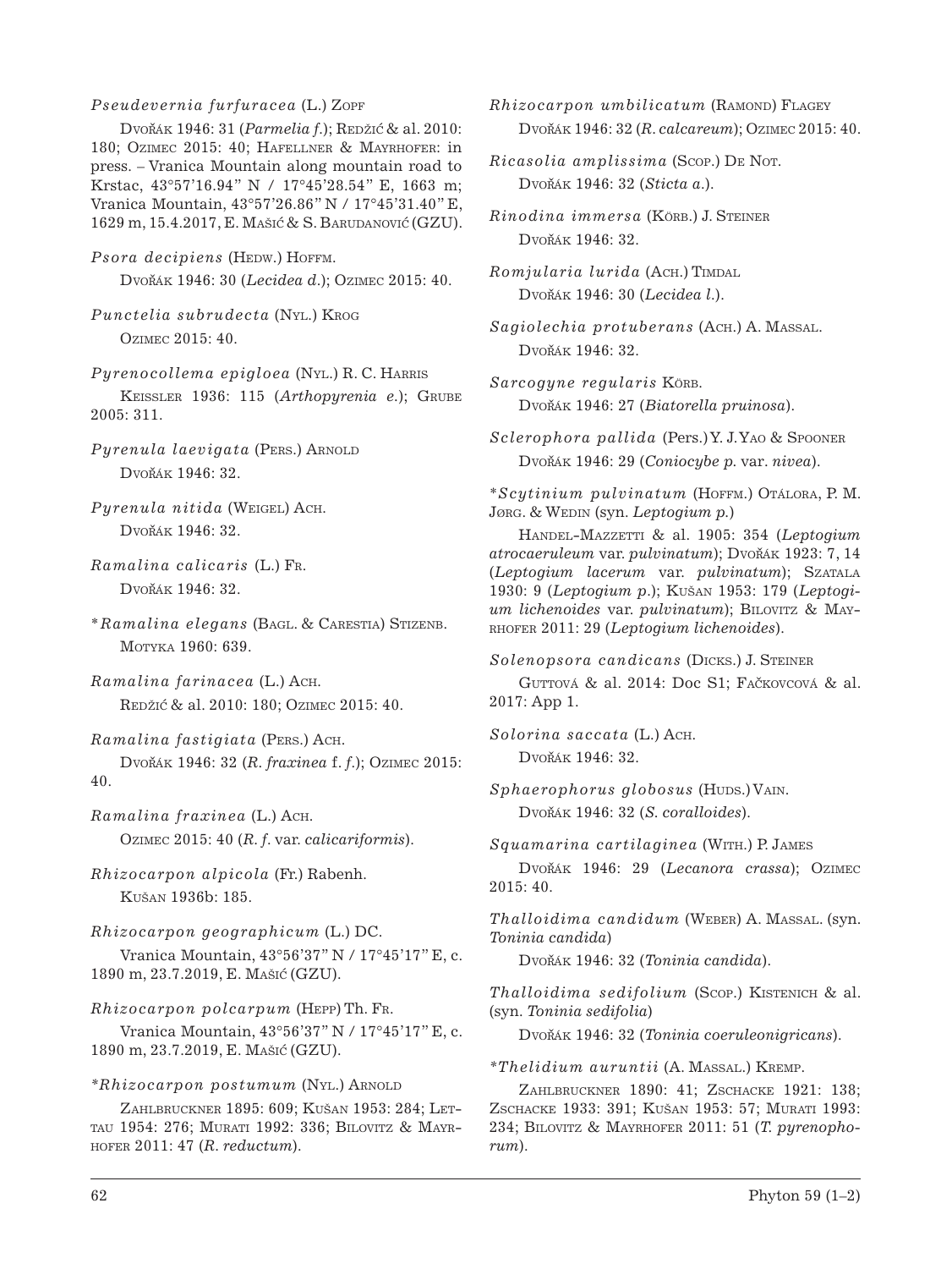*Pseudevernia furfuracea* (L.) Zopf

Dvořák 1946: 31 (*Parmelia f.*); Redžić & al. 2010: 180; Ozimec 2015: 40; Hafellner & Mayrhofer: in press. – Vranica Mountain along mountain road to Krstac, 43°57'16.94" N / 17°45'28.54" E, 1663 m; Vranica Mountain, 43°57'26.86" N / 17°45'31.40" E, 1629 m, 15.4.2017, E. Mašić & S. Barudanović (GZU).

*Psora decipiens* (Hedw.) Hoffm.

Dvořák 1946: 30 (*Lecidea d.*); Ozimec 2015: 40.

*Punctelia subrudecta* (Nyl.) Krog

Ozimec 2015: 40.

*Pyrenocollema epigloea* (Nyl.) R. C. Harris

Keissler 1936: 115 (*Arthopyrenia e.*); Grube 2005: 311.

*Pyrenula laevigata* (Pers.) Arnold

Dvořák 1946: 32.

*Pyrenula nitida* (Weigel) Ach.

Dvořák 1946: 32.

*Ramalina calicaris* (L.) Fr.

Dvořák 1946: 32.

*\*Ramalina elegans* (Bagl. & Carestia) Stizenb.

Motyka 1960: 639.

*Ramalina farinacea* (L.) Ach.

Redžić & al. 2010: 180; Ozimec 2015: 40.

*Ramalina fastigiata* (Pers.) Ach.

Dvořák 1946: 32 (*R. fraxinea* f. *f.*); Ozimec 2015: 40.

*Ramalina fraxinea* (L.) Ach.

Ozimec 2015: 40 (*R. f.* var. *calicariformis*).

*Rhizocarpon alpicola* (Fr.) Rabenh.

Kušan 1936b: 185.

*Rhizocarpon geographicum* (L.) DC.

Vranica Mountain, 43°56'37" N / 17°45'17" E, c. 1890 m, 23.7.2019, E. Mašić (GZU).

*Rhizocarpon polcarpum* (Hepp) Th. Fr.

Vranica Mountain, 43°56'37" N / 17°45'17" E, c. 1890 m, 23.7.2019, E. Mašić (GZU).

*\*Rhizocarpon postumum* (Nyl.) Arnold

Zahlbruckner 1895: 609; Kušan 1953: 284; Lettau 1954: 276; Murati 1992: 336; Bilovitz & Mayrhofer 2011: 47 (*R. reductum*).

*Rhizocarpon umbilicatum* (Ramond) Flagey

Dvořák 1946: 32 (*R. calcareum*); Ozimec 2015: 40.

*Ricasolia amplissima* (Scop.) De Not.

Dvořák 1946: 32 (*Sticta a.*).

*Rinodina immersa* (Körb.) J. Steiner

Dvořák 1946: 32.

*Romjularia lurida* (Ach.) Timdal

Dvořák 1946: 30 (*Lecidea l.*).

*Sagiolechia protuberans* (Ach.) A. Massal.

Dvořák 1946: 32.

*Sarcogyne regularis* Körb.

Dvořák 1946: 27 (*Biatorella pruinosa*).

*Sclerophora pallida* (Pers.) Y. J. Yao & Spooner

Dvořák 1946: 29 (*Coniocybe p.* var. *nivea*).

*\*Scytinium pulvinatum* (Hoffm.) Otálora, P. M. Jørg. & Wedin (syn. *Leptogium p.*)

Handel-Mazzetti & al. 1905: 354 (*Leptogium atrocaeruleum* var. *pulvinatum*); Dvořák 1923: 7, 14 (*Leptogium lacerum* var. *pulvinatum*); Szatala 1930: 9 (*Leptogium p.*); Kušan 1953: 179 (*Leptogium lichenoides* var. *pulvinatum*); Bilovitz & Mayrhofer 2011: 29 (*Leptogium lichenoides*).

*Solenopsora candicans* (Dicks.) J. Steiner

Guttová & al. 2014: Doc S1; Fačkovcová & al. 2017: App 1.

*Solorina saccata* (L.) Ach.

Dvořák 1946: 32.

*Sphaerophorus globosus* (Huds.) Vain.

Dvořák 1946: 32 (*S. coralloides*).

*Squamarina cartilaginea* (With.) P. James

Dvořák 1946: 29 (*Lecanora crassa*); Ozimec 2015: 40.

*Thalloidima candidum* (Weber) A. Massal. (syn. *Toninia candida*)

Dvořák 1946: 32 (*Toninia candida*).

*Thalloidima sedifolium* (Scop.) Kistenich & al. (syn. *Toninia sedifolia*)

Dvořák 1946: 32 (*Toninia coeruleonigricans*).

*\*Thelidium auruntii* (A. Massal.) Kremp.

Zahlbruckner 1890: 41; Zschacke 1921: 138; Zschacke 1933: 391; Kušan 1953: 57; Murati 1993: 234; Bilovitz & Mayrhofer 2011: 51 (*T. pyrenophorum*).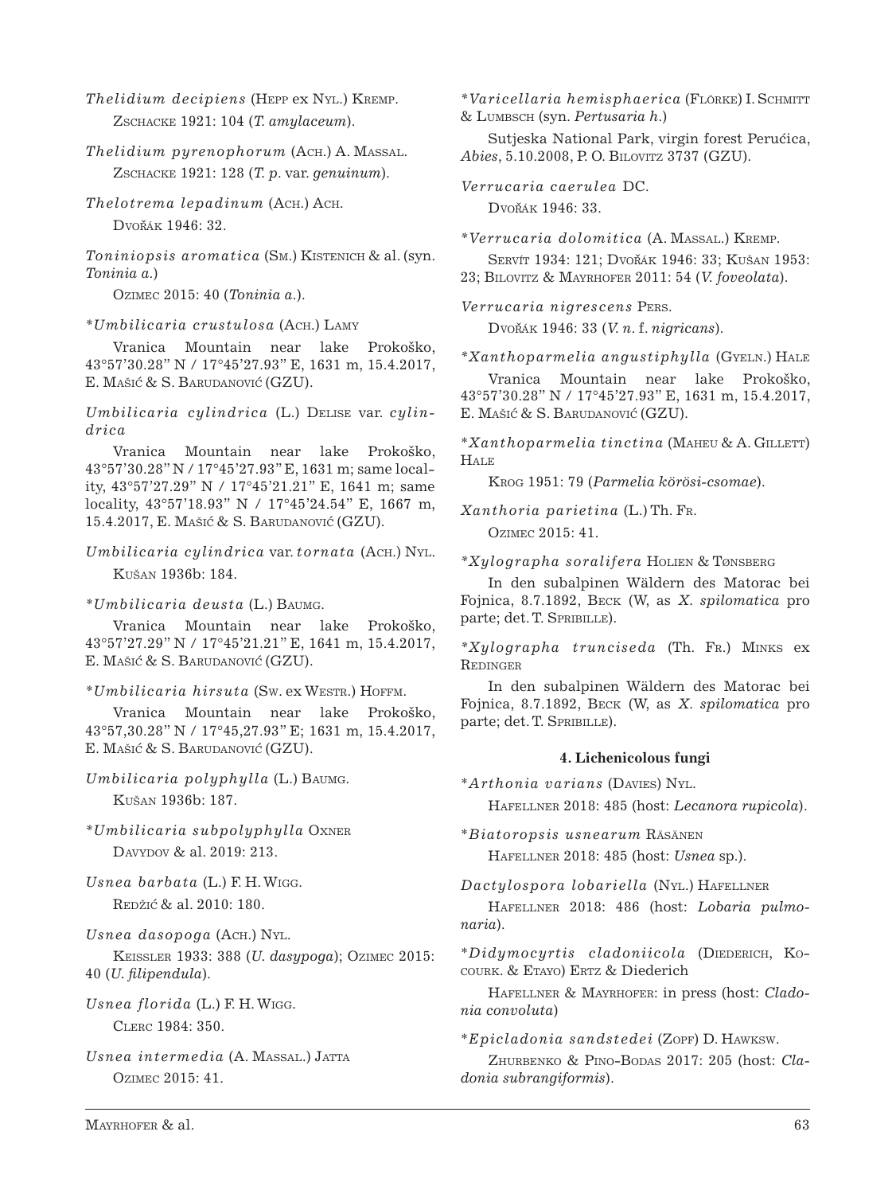*Thelidium decipiens* (Hepp ex Nyl.) Kremp.

Zschacke 1921: 104 (*T. amylaceum*).

*Thelidium pyrenophorum* (Ach.) A. Massal.

Zschacke 1921: 128 (*T. p.* var. *genuinum*).

*Thelotrema lepadinum* (Ach.) Ach.

Dvořák 1946: 32.

*Toniniopsis aromatica* (Sm.) Kistenich & al. (syn. *Toninia a.*)

Ozimec 2015: 40 (*Toninia a.*).

\**Umbilicaria crustulosa* (Ach.) Lamy

Vranica Mountain near lake Prokoško, 43°57'30.28" N / 17°45'27.93" E, 1631 m, 15.4.2017, E. Mašić & S. Barudanović (GZU).

*Umbilicaria cylindrica* (L.) Delise var. *cylindrica*

Vranica Mountain near lake Prokoško, 43°57'30.28" N / 17°45'27.93" E, 1631 m; same locality, 43°57'27.29" N / 17°45'21.21" E, 1641 m; same locality, 43°57'18.93" N / 17°45'24.54" E, 1667 m, 15.4.2017, E. Mašić & S. Barudanović (GZU).

*Umbilicaria cylindrica* var. *tornata* (Ach.) Nyl.

Kušan 1936b: 184.

\**Umbilicaria deusta* (L.) Baumg.

Vranica Mountain near lake Prokoško, 43°57'27.29" N / 17°45'21.21" E, 1641 m, 15.4.2017, E. Mašić & S. Barudanović (GZU).

\**Umbilicaria hirsuta* (Sw. ex Westr.) Hoffm.

Vranica Mountain near lake Prokoško, 43°57,30.28" N / 17°45,27.93" E; 1631 m, 15.4.2017, E. Mašić & S. Barudanović (GZU).

*Umbilicaria polyphylla* (L.) Baumg.

Kušan 1936b: 187.

\**Umbilicaria subpolyphylla* Oxner

Davydov & al. 2019: 213.

*Usnea barbata* (L.) F. H. Wigg.

Redžić & al. 2010: 180.

*Usnea dasopoga* (Ach.) Nyl.

Keissler 1933: 388 (*U. dasypoga*); Ozimec 2015: 40 (*U. filipendula*).

*Usnea florida* (L.) F. H. Wigg.

Clerc 1984: 350.

*Usnea intermedia* (A. Massal.) Jatta

Ozimec 2015: 41.

\**Varicellaria hemisphaerica* (Flörke) I. Schmitt & Lumbsch (syn. *Pertusaria h.*)

Sutjeska National Park, virgin forest Perućica, *Abies*, 5.10.2008, P. O. Bilovitz 3737 (GZU).

*Verrucaria caerulea* DC.

Dvořák 1946: 33.

\**Verrucaria dolomitica* (A. Massal.) Kremp.

Servít 1934: 121; Dvořák 1946: 33; Kušan 1953: 23; Bilovitz & Mayrhofer 2011: 54 (*V. foveolata*).

*Verrucaria nigrescens* Pers.

Dvořák 1946: 33 (*V. n.* f. *nigricans*).

\**Xanthoparmelia angustiphylla* (Gyeln.) Hale

Vranica Mountain near lake Prokoško, 43°57'30.28" N / 17°45'27.93" E, 1631 m, 15.4.2017, E. Mašić & S. Barudanović (GZU).

\**Xanthoparmelia tinctina* (Maheu & A. Gillett) Hale

Krog 1951: 79 (*Parmelia körösi-csomae*).

*Xanthoria parietina* (L.) Th. Fr.

Ozimec 2015: 41.

\**Xylographa soralifera* Holien & Tønsberg

In den subalpinen Wäldern des Matorac bei Fojnica, 8.7.1892, Beck (W, as *X. spilomatica* pro parte; det. T. Spribille).

\**Xylographa trunciseda* (Th. Fr.) Minks ex Redinger

In den subalpinen Wäldern des Matorac bei Fojnica, 8.7.1892, Beck (W, as *X. spilomatica* pro parte; det. T. Spribille).

**4. Lichenicolous fungi**

\**Arthonia varians* (Davies) Nyl.

Hafellner 2018: 485 (host: *Lecanora rupicola*).

\**Biatoropsis usnearum* Räsänen

Hafellner 2018: 485 (host: *Usnea* sp.).

*Dactylospora lobariella* (Nyl.) Hafellner

Hafellner 2018: 486 (host: *Lobaria pulmonaria*).

\**Didymocyrtis cladoniicola* (Diederich, Kocourk. & Etayo) Ertz & Diederich

Hafellner & Mayrhofer: in press (host: *Cladonia convoluta*)

\**Epicladonia sandstedei* (Zopf) D. Hawksw.

Zhurbenko & Pino-Bodas 2017: 205 (host: *Cladonia subrangiformis*).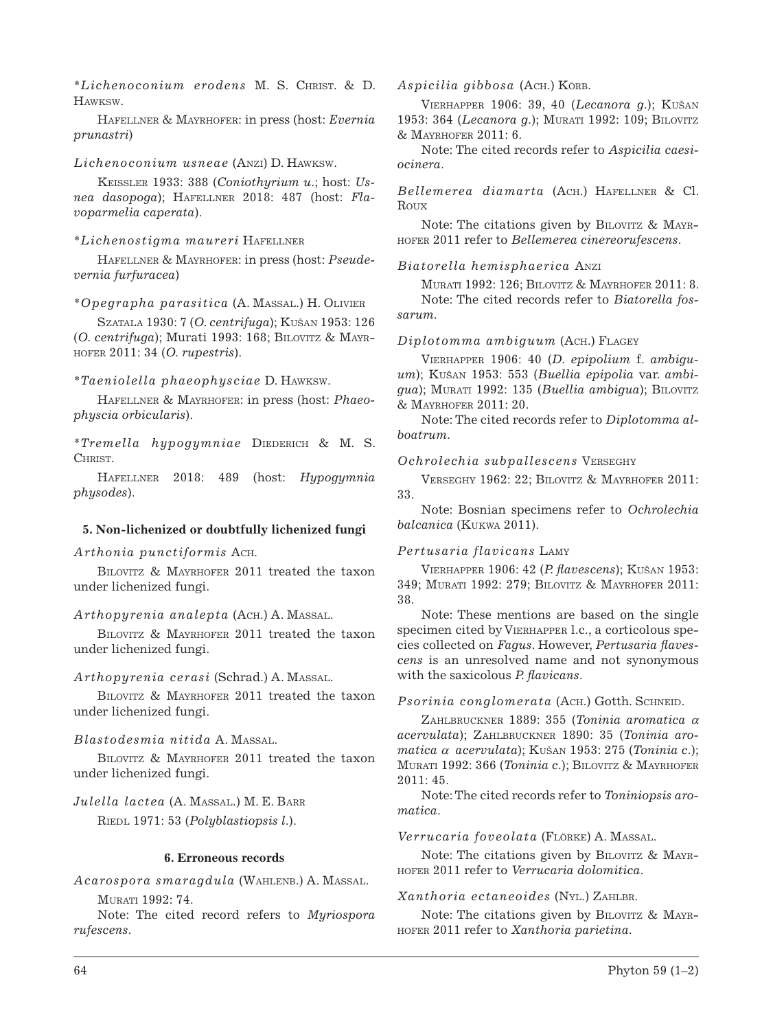**Lichenoconium erodens* M. S. Christ. & D. Hawksw.

Hafellner & Mayrhofer: in press (host: *Evernia prunastri*)

*Lichenoconium usneae* (Anzi) D. Hawksw.

Keissler 1933: 388 (*Coniothyrium u.*; host: *Usnea dasopoga*); Hafellner 2018: 487 (host: *Flavoparmelia caperata*).

**Lichenostigma maureri* Hafellner

Hafellner & Mayrhofer: in press (host: *Pseudevernia furfuracea*)

**Opegrapha parasitica* (A. Massal.) H. Olivier

Szatala 1930: 7 (*O. centrifuga*); Kušan 1953: 126 (*O. centrifuga*); Murati 1993: 168; Bilovitz & Mayrhofer 2011: 34 (*O. rupestris*).

**Taeniolella phaeophysciae* D. Hawksw.

Hafellner & Mayrhofer: in press (host: *Phaeophyscia orbicularis*).

**Tremella hypogymniae* Diederich & M. S. Christ.

Hafellner 2018: 489 (host: *Hypogymnia physodes*).

### 5. Non-lichenized or doubtfully lichenized fungi

*Arthonia punctiformis* Ach.

Bilovitz & Mayrhofer 2011 treated the taxon under lichenized fungi.

*Arthopyrenia analepta* (Ach.) A. Massal.

Bilovitz & Mayrhofer 2011 treated the taxon under lichenized fungi.

*Arthopyrenia cerasi* (Schrad.) A. Massal.

Bilovitz & Mayrhofer 2011 treated the taxon under lichenized fungi.

*Blastodesmia nitida* A. Massal.

Bilovitz & Mayrhofer 2011 treated the taxon under lichenized fungi.

*Julella lactea* (A. Massal.) M. E. Barr

Riedl 1971: 53 (*Polyblastiopsis l.*).

### 6. Erroneous records

*Acarospora smaragdula* (Wahlenb.) A. Massal.

Murati 1992: 74.

Note: The cited record refers to *Myriospora rufescens*.

*Aspicilia gibbosa* (Ach.) Körb.

Vierhapper 1906: 39, 40 (*Lecanora g.*); Kušan 1953: 364 (*Lecanora g.*); Murati 1992: 109; Bilovitz & Mayrhofer 2011: 6.

Note: The cited records refer to *Aspicilia caesiocinera*.

*Bellemerea diamarta* (Ach.) Hafellner & Cl. Roux

Note: The citations given by Bilovitz & Mayrhofer 2011 refer to *Bellemerea cinereorufescens*.

*Biatorella hemisphaerica* Anzi

Murati 1992: 126; Bilovitz & Mayrhofer 2011: 8.

Note: The cited records refer to *Biatorella fossarum*.

*Diplotomma ambiguum* (Ach.) Flagey

Vierhapper 1906: 40 (*D. epipolium* f. *ambiguum*); Kušan 1953: 553 (*Buellia epipolia* var. *ambigua*); Murati 1992: 135 (*Buellia ambigua*); Bilovitz & Mayrhofer 2011: 20.

Note: The cited records refer to *Diplotomma alboatrum*.

*Ochrolechia subpallescens* Verseghy

Verseghy 1962: 22; Bilovitz & Mayrhofer 2011: 33.

Note: Bosnian specimens refer to *Ochrolechia balcanica* (Kukwa 2011).

*Pertusaria flavicans* Lamy

Vierhapper 1906: 42 (*P. flavescens*); Kušan 1953: 349; Murati 1992: 279; Bilovitz & Mayrhofer 2011: 38.

Note: These mentions are based on the single specimen cited by Vierhapper l.c., a corticolous species collected on *Fagus*. However, *Pertusaria flavescens* is an unresolved name and not synonymous with the saxicolous *P. flavicans*.

*Psorinia conglomerata* (Ach.) Gotth. Schneid.

Zahlbruckner 1889: 355 (*Toninia aromatica α acervulata*); Zahlbruckner 1890: 35 (*Toninia aromatica α acervulata*); Kušan 1953: 275 (*Toninia c.*); Murati 1992: 366 (*Toninia c.*); Bilovitz & Mayrhofer 2011: 45.

Note: The cited records refer to *Toniniopsis aromatica*.

*Verrucaria foveolata* (Flörke) A. Massal.

Note: The citations given by Bilovitz & Mayrhofer 2011 refer to *Verrucaria dolomitica*.

*Xanthoria ectaneoides* (Nyl.) Zahlbr.

Note: The citations given by Bilovitz & Mayrhofer 2011 refer to *Xanthoria parietina*.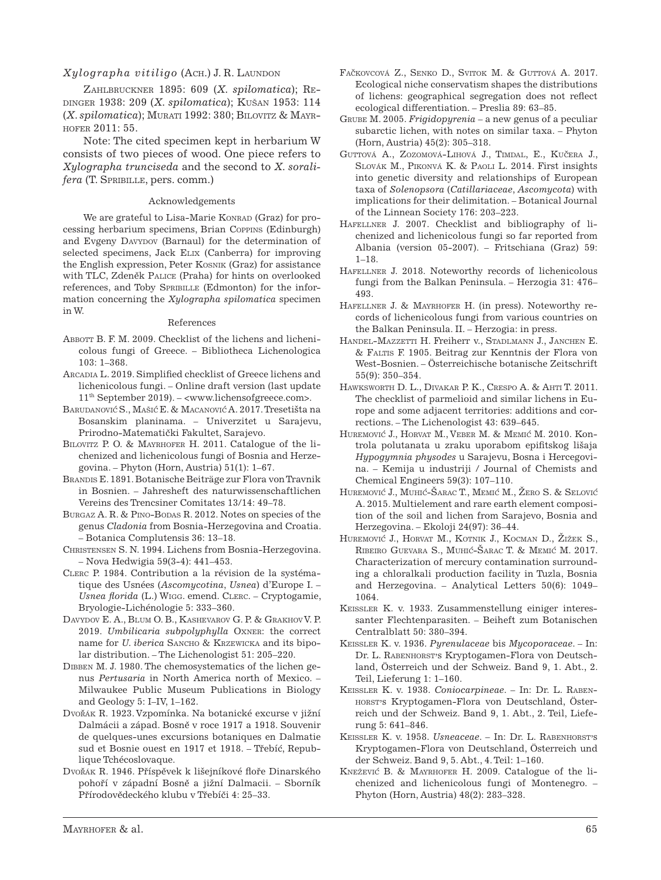*Xylographa vitiligo* (Ach.) J. R. Laundon

Zahlbruckner 1895: 609 (*X. spilomatica*); Redinger 1938: 209 (*X. spilomatica*); Kušan 1953: 114 (*X. spilomatica*); Murati 1992: 380; Bilovitz & Mayrhofer 2011: 55.

Note: The cited specimen kept in herbarium W consists of two pieces of wood. One piece refers to *Xylographa trunciseda* and the second to *X. soralifera* (T. Spribille, pers. comm.)

## Acknowledgements

We are grateful to Lisa-Marie Konrad (Graz) for processing herbarium specimens, Brian Coppins (Edinburgh) and Evgeny Davydov (Barnaul) for the determination of selected specimens, Jack Elix (Canberra) for improving the English expression, Peter Kosnik (Graz) for assistance with TLC, Zdeněk Palice (Praha) for hints on overlooked references, and Toby Spribille (Edmonton) for the information concerning the *Xylographa spilomatica* specimen in W.

## References

Abbott B. F. M. 2009. Checklist of the lichens and lichenicolous fungi of Greece. – Bibliotheca Lichenologica 103: 1–368.

Arcadia L. 2019. Simplified checklist of Greece lichens and lichenicolous fungi. – Online draft version (last update 11th September 2019). – <www.lichensofgreece.com>.

Barudanović S., Mašić E. & Macanović A. 2017. Tresetišta na Bosanskim planinama. – Univerzitet u Sarajevu, Prirodno-Matematički Fakultet, Sarajevo.

Bilovitz P. O. & Mayrhofer H. 2011. Catalogue of the lichenized and lichenicolous fungi of Bosnia and Herzegovina. – Phyton (Horn, Austria) 51(1): 1–67.

Brandis E. 1891. Botanische Beiträge zur Flora von Travnik in Bosnien. – Jahresheft des naturwissenschaftlichen Vereins des Trencsiner Comitates 13/14: 49–78.

Burgaz A. R. & Pino-Bodas R. 2012. Notes on species of the genus *Cladonia* from Bosnia-Herzegovina and Croatia. – Botanica Complutensis 36: 13–18.

Christensen S. N. 1994. Lichens from Bosnia-Herzegovina. – Nova Hedwigia 59(3-4): 441–453.

Clerc P. 1984. Contribution a la révision de la systématique des Usnées (*Ascomycotina*, *Usnea*) d'Europe I. – *Usnea florida* (L.) Wigg. emend. Clerc. – Cryptogamie, Bryologie-Lichénologie 5: 333–360.

Davydov E. A., Blum O. B., Kashevarov G. P. & Grakhov V. P. 2019. *Umbilicaria subpolyphylla* Oxner: the correct name for *U. iberica* Sancho & Krzewicka and its bipolar distribution. – The Lichenologist 51: 205–220.

Dibben M. J. 1980. The chemosystematics of the lichen genus *Pertusaria* in North America north of Mexico. – Milwaukee Public Museum Publications in Biology and Geology 5: I–IV, 1–162.

Dvořák R. 1923. Vzpomínka. Na botanické excurse v jižní Dalmácii a západ. Bosně v roce 1917 a 1918. Souvenir de quelques-unes excursions botaniques en Dalmatie sud et Bosnie ouest en 1917 et 1918. – Třebíć, Republique Tchécoslovaque.

Dvořák R. 1946. Příspěvek k lišejníkové floře Dinarského pohoří v západní Bosně a jižní Dalmacii. – Sborník Přírodovědeckého klubu v Třebíči 4: 25–33.

Fačkovcová Z., Senko D., Svitok M. & Guttová A. 2017. Ecological niche conservatism shapes the distributions of lichens: geographical segregation does not reflect ecological differentiation. – Preslia 89: 63–85.

Grube M. 2005. *Frigidopyrenia* – a new genus of a peculiar subarctic lichen, with notes on similar taxa. – Phyton (Horn, Austria) 45(2): 305–318.

Guttová A., Zozomová-Lihová J., Timdal, E., Kučera J., Slovák M., Piknová K. & Paoli L. 2014. First insights into genetic diversity and relationships of European taxa of *Solenopsora* (*Catillariaceae*, *Ascomycota*) with implications for their delimitation. – Botanical Journal of the Linnean Society 176: 203–223.

Hafellner J. 2007. Checklist and bibliography of lichenized and lichenicolous fungi so far reported from Albania (version 05-2007). – Fritschiana (Graz) 59: 1–18.

Hafellner J. 2018. Noteworthy records of lichenicolous fungi from the Balkan Peninsula. – Herzogia 31: 476–493.

Hafellner J. & Mayrhofer H. (in press). Noteworthy records of lichenicolous fungi from various countries on the Balkan Peninsula. II. – Herzogia: in press.

Handel-Mazzetti H. Freiherr v., Stadlmann J., Janchen E. & Faltis F. 1905. Beitrag zur Kenntnis der Flora von West-Bosnien. – Österreichische botanische Zeitschrift 55(9): 350–354.

Hawksworth D. L., Divakar P. K., Crespo A. & Ahti T. 2011. The checklist of parmelioid and similar lichens in Europe and some adjacent territories: additions and corrections. – The Lichenologist 43: 639–645.

Huremović J., Horvat M., Veber M. & Memić M. 2010. Kontrola polutanata u zraku uporabom epifitskog lišaja *Hypogymnia physodes* u Sarajevu, Bosna i Hercegovina. – Kemija u industriji / Journal of Chemists and Chemical Engineers 59(3): 107–110.

Huremović J., Muhić-Šarac T., Memić M., Žero S. & Selović A. 2015. Multielement and rare earth element composition of the soil and lichen from Sarajevo, Bosnia and Herzegovina. – Ekoloji 24(97): 36–44.

Huremović J., Horvat M., Kotnik J., Kocman D., Žižek S., Ribeiro Guevara S., Muhić-Šarac T. & Memić M. 2017. Characterization of mercury contamination surrounding a chloralkali production facility in Tuzla, Bosnia and Herzegovina. – Analytical Letters 50(6): 1049–1064.

Keissler K. v. 1933. Zusammenstellung einiger interessanter Flechtenparasiten. – Beiheft zum Botanischen Centralblatt 50: 380–394.

Keissler K. v. 1936. *Pyrenulaceae* bis *Mycoporaceae*. – In: Dr. L. Rabenhorst's Kryptogamen-Flora von Deutschland, Österreich und der Schweiz. Band 9, 1. Abt., 2. Teil, Lieferung 1: 1–160.

Keissler K. v. 1938. *Coniocarpineae*. – In: Dr. L. Rabenhorst's Kryptogamen-Flora von Deutschland, Österreich und der Schweiz. Band 9, 1. Abt., 2. Teil, Lieferung 5: 641–846.

Keissler K. v. 1958. *Usneaceae*. – In: Dr. L. Rabenhorst's Kryptogamen-Flora von Deutschland, Österreich und der Schweiz. Band 9, 5. Abt., 4. Teil: 1–160.

Knežević B. & Mayrhofer H. 2009. Catalogue of the lichenized and lichenicolous fungi of Montenegro. – Phyton (Horn, Austria) 48(2): 283–328.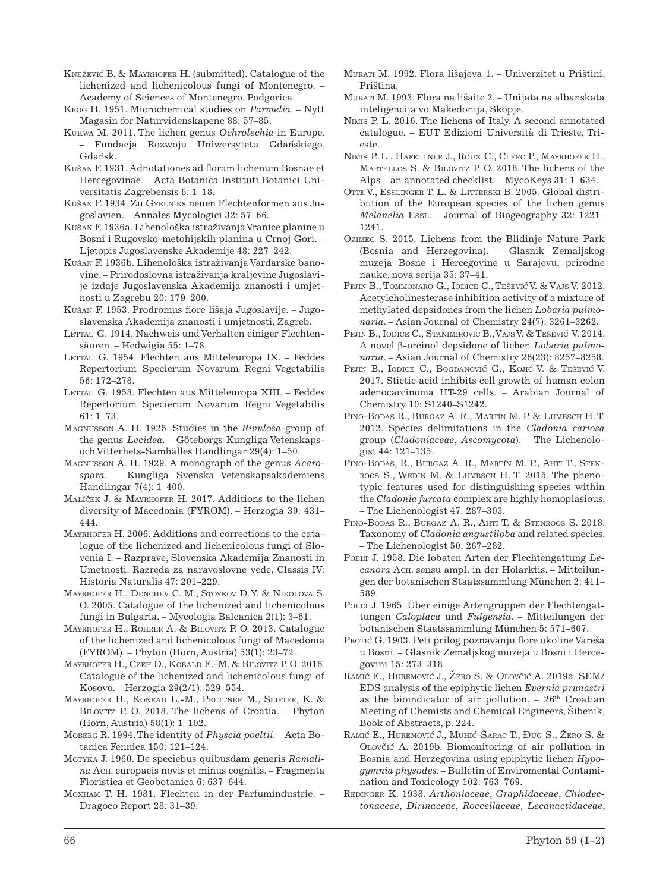Knežević B. & Mayrhofer H. (submitted). Catalogue of the lichenized and lichenicolous fungi of Montenegro. – Academy of Sciences of Montenegro, Podgorica.

Krog H. 1951. Microchemical studies on *Parmelia*. – Nytt Magasin for Naturvidenskapene 88: 57–85.

Kukwa M. 2011. The lichen genus *Ochrolechia* in Europe. – Fundacja Rozwoju Uniwersytetu Gdańskiego, Gdańsk.

Kušan F. 1931. Adnotationes ad floram lichenum Bosnae et Hercegovinae. – Acta Botanica Instituti Botanici Universitatis Zagrebensis 6: 1–18.

Kušan F. 1934. Zu Gyelniks neuen Flechtenformen aus Jugoslavien. – Annales Mycologici 32: 57–66.

Kušan F. 1936a. Lihenološka istraživanja Vranice planine u Bosni i Rugovsko-metohijskih planina u Crnoj Gori. – Ljetopis Jugoslavenske Akademije 48: 227–242.

Kušan F. 1936b. Lihenološka istraživanja Vardarske banovine. – Prirodoslovna istraživanja kraljevine Jugoslavije izdaje Jugoslavenska Akademija znanosti i umjetnosti u Zagrebu 20: 179–200.

Kušan F. 1953. Prodromus flore lišaja Jugoslavije. – Jugoslavenska Akademija znanosti i umjetnosti, Zagreb.

Lettau G. 1914. Nachweis und Verhalten einiger Flechtensäuren. – Hedwigia 55: 1–78.

Lettau G. 1954. Flechten aus Mitteleuropa IX. – Feddes Repertorium Specierum Novarum Regni Vegetabilis 56: 172–278.

Lettau G. 1958. Flechten aus Mitteleuropa XIII. – Feddes Repertorium Specierum Novarum Regni Vegetabilis 61: 1–73.

Magnusson A. H. 1925. Studies in the *Rivulosa*-group of the genus *Lecidea*. – Göteborgs Kungliga Vetenskaps-och Vitterhets-Samhälles Handlingar 29(4): 1–50.

Magnusson A. H. 1929. A monograph of the genus *Acarospora*. – Kungliga Svenska Vetenskapsakademiens Handlingar 7(4): 1–400.

Malíček J. & Mayrhofer H. 2017. Additions to the lichen diversity of Macedonia (FYROM). – Herzogia 30: 431–444.

Mayrhofer H. 2006. Additions and corrections to the catalogue of the lichenized and lichenicolous fungi of Slovenia I. – Razprave, Slovenska Akademija Znanosti in Umetnosti. Razreda za naravoslovne vede, Classis IV: Historia Naturalis 47: 201–229.

Mayrhofer H., Denchev C. M., Stoykov D. Y. & Nikolova S. O. 2005. Catalogue of the lichenized and lichenicolous fungi in Bulgaria. – Mycologia Balcanica 2(1): 3–61.

Mayrhofer H., Rohrer A. & Bilovitz P. O. 2013. Catalogue of the lichenized and lichenicolous fungi of Macedonia (FYROM). – Phyton (Horn, Austria) 53(1): 23–72.

Mayrhofer H., Czeh D., Kobald E.-M. & Bilovitz P. O. 2016. Catalogue of the lichenized and lichenicolous fungi of Kosovo. – Herzogia 29(2/1): 529–554.

Mayrhofer H., Konrad L.-M., Prettner M., Seifter, K. & Bilovitz P. O. 2018. The lichens of Croatia. – Phyton (Horn, Austria) 58(1): 1–102.

Moberg R. 1994. The identity of *Physcia poeltii*. – Acta Botanica Fennica 150: 121–124.

Motyka J. 1960. De speciebus quibusdam generis *Ramalina* Ach. europaeis novis et minus cognitis. – Fragmenta Floristica et Geobotanica 6: 637–644.

Moxham T. H. 1981. Flechten in der Parfumindustrie. – Dragoco Report 28: 31–39.

Murati M. 1992. Flora lišajeva 1. – Univerzitet u Prištini, Priština.

Murati M. 1993. Flora na lišaite 2. – Unijata na albanskata inteligencija vo Makedonija, Skopje.

Nimis P. L. 2016. The lichens of Italy. A second annotated catalogue. – EUT Edizioni Università di Trieste, Trieste.

Nimis P. L., Hafellner J., Roux C., Clerc P., Mayrhofer H., Martellos S. & Bilovitz P. O. 2018. The lichens of the Alps – an annotated checklist. – MycoKeys 31: 1–634.

Otte V., Esslinger T. L. & Litterski B. 2005. Global distribution of the European species of the lichen genus *Melanelia* Essl. – Journal of Biogeography 32: 1221–1241.

Ozimec S. 2015. Lichens from the Blidinje Nature Park (Bosnia and Herzegovina). – Glasnik Zemaljskog muzeja Bosne i Hercegovine u Sarajevu, prirodne nauke, nova serija 35: 37–41.

Pejin B., Tommonaro G., Iodice C., Tešević V. & Vajs V. 2012. Acetylcholinesterase inhibition activity of a mixture of methylated depsidones from the lichen *Lobaria pulmonaria*. – Asian Journal of Chemistry 24(7): 3261–3262.

Pejin B., Iodice C., Stanimirovic B., Vajs V. & Tešević V. 2014. A novel β-orcinol depsidone of lichen *Lobaria pulmonaria*. – Asian Journal of Chemistry 26(23): 8257–8258.

Pejin B., Iodice C., Bogdanović G., Kojić V. & Tešević V. 2017. Stictic acid inhibits cell growth of human colon adenocarcinoma HT-29 cells. – Arabian Journal of Chemistry 10: S1240–S1242.

Pino-Bodas R., Burgaz A. R., Martín M. P. & Lumbsch H. T. 2012. Species delimitations in the *Cladonia cariosa* group (*Cladoniaceae*, *Ascomycota*). – The Lichenologist 44: 121–135.

Pino-Bodas, R., Burgaz A. R., Martín M. P., Ahti T., Stenroos S., Wedin M. & Lumbsch H. T. 2015. The phenotypic features used for distinguishing species within the *Cladonia furcata* complex are highly homoplasious. – The Lichenologist 47: 287–303.

Pino-Bodas R., Burgaz A. R., Ahti T. & Stenroos S. 2018. Taxonomy of *Cladonia angustiloba* and related species. – The Lichenologist 50: 267–282.

Poelt J. 1958. Die lobaten Arten der Flechtengattung *Lecanora* Ach. sensu ampl. in der Holarktis. – Mitteilungen der botanischen Staatssammlung München 2: 411–589.

Poelt J. 1965. Über einige Artengruppen der Flechtengattungen *Caloplaca* und *Fulgensia*. – Mitteilungen der botanischen Staatssammlung München 5: 571–607.

Protić G. 1903. Peti prilog poznavanju flore okoline Vareša u Bosni. – Glasnik Zemaljskog muzeja u Bosni i Hercegovini 15: 273–318.

Ramić E., Huremović J., Žero S. & Olovčić A. 2019a. SEM/EDS analysis of the epiphytic lichen *Evernia prunastri* as the bioindicator of air pollution. – 26th Croatian Meeting of Chemists and Chemical Engineers, Šibenik, Book of Abstracts, p. 224.

Ramić E., Huremović J., Muhić-Šarac T., Đug S., Žero S. & Olovčić A. 2019b. Biomonitoring of air pollution in Bosnia and Herzegovina using epiphytic lichen *Hypogymnia physodes*. – Bulletin of Enviromental Contamination and Toxicology 102: 763–769.

Redinger K. 1938. *Arthoniaceae*, *Graphidaceae*, *Chiodectonaceae*, *Dirinaceae*, *Roccellaceae*, *Lecanactidaceae*,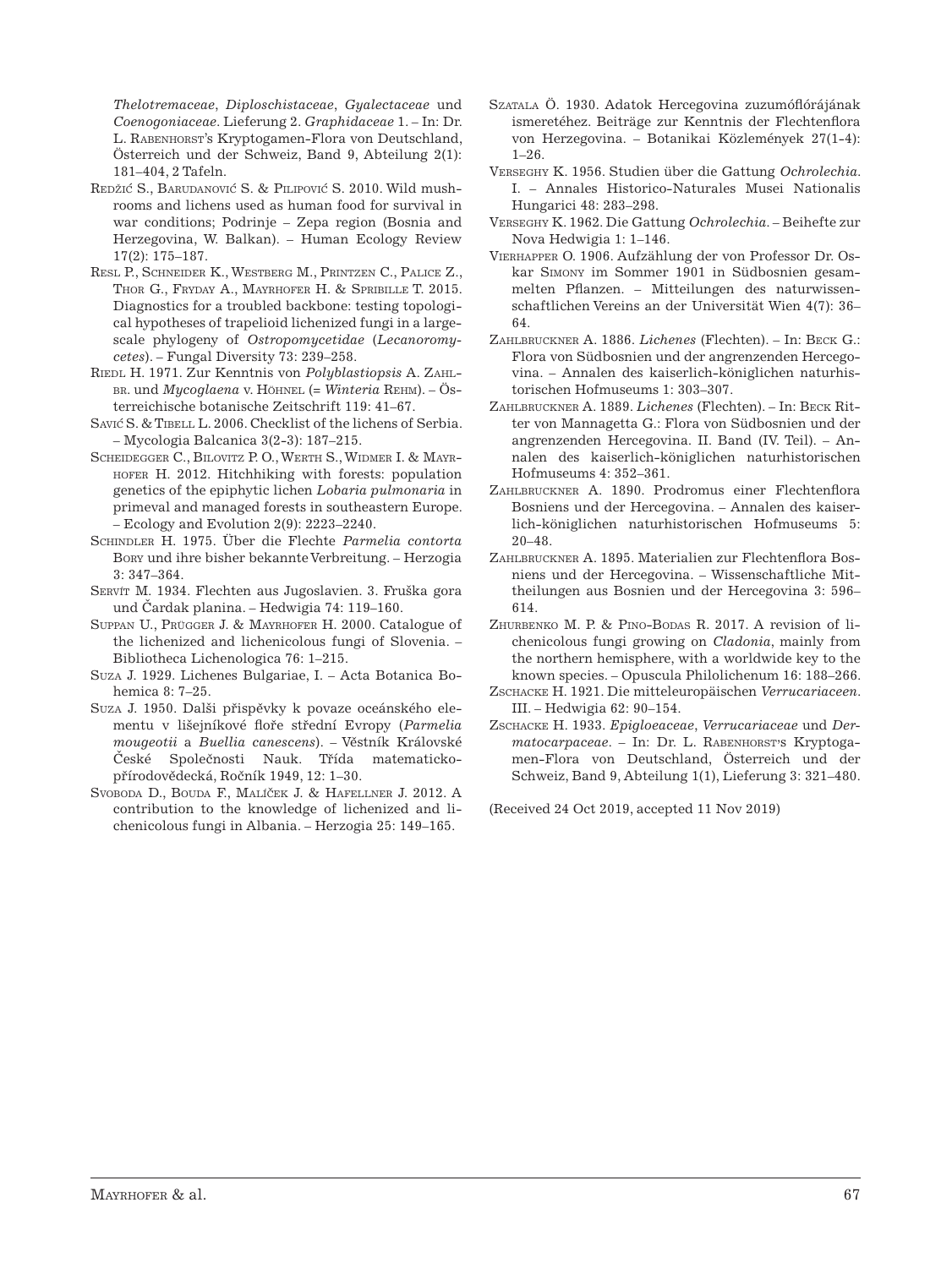*Thelotremaceae*, *Diploschistaceae*, *Gyalectaceae* und *Coenogoniaceae*. Lieferung 2. *Graphidaceae* 1. – In: Dr. L. Rabenhorst's Kryptogamen-Flora von Deutschland, Österreich und der Schweiz, Band 9, Abteilung 2(1): 181–404, 2 Tafeln.

Redžić S., Barudanović S. & Pilipović S. 2010. Wild mushrooms and lichens used as human food for survival in war conditions; Podrinje – Zepa region (Bosnia and Herzegovina, W. Balkan). – Human Ecology Review 17(2): 175–187.

Resl P., Schneider K., Westberg M., Printzen C., Palice Z., Thor G., Fryday A., Mayrhofer H. & Spribille T. 2015. Diagnostics for a troubled backbone: testing topological hypotheses of trapelioid lichenized fungi in a large-scale phylogeny of *Ostropomycetidae* (*Lecanoromycetes*). – Fungal Diversity 73: 239–258.

Riedl H. 1971. Zur Kenntnis von *Polyblastiopsis* A. Zahlbr. und *Mycoglaena* v. Höhnel (= *Winteria* Rehm). – Österreichische botanische Zeitschrift 119: 41–67.

Savić S. & Tibell L. 2006. Checklist of the lichens of Serbia. – Mycologia Balcanica 3(2-3): 187–215.

Scheidegger C., Bilovitz P. O., Werth S., Widmer I. & Mayrhofer H. 2012. Hitchhiking with forests: population genetics of the epiphytic lichen *Lobaria pulmonaria* in primeval and managed forests in southeastern Europe. – Ecology and Evolution 2(9): 2223–2240.

Schindler H. 1975. Über die Flechte *Parmelia contorta* Bory und ihre bisher bekannte Verbreitung. – Herzogia 3: 347–364.

Servít M. 1934. Flechten aus Jugoslavien. 3. Fruška gora und Čardak planina. – Hedwigia 74: 119–160.

Suppan U., Prügger J. & Mayrhofer H. 2000. Catalogue of the lichenized and lichenicolous fungi of Slovenia. – Bibliotheca Lichenologica 76: 1–215.

Suza J. 1929. Lichenes Bulgariae, I. – Acta Botanica Bohemica 8: 7–25.

Suza J. 1950. Dalši příspěvky k povaze oceánského elementu v lišejníkové floře střední Evropy (*Parmelia mougeotii* a *Buellia canescens*). – Věstník Královské České Společnosti Nauk. Třída matematicko-přírodovědecká, Ročník 1949, 12: 1–30.

Svoboda D., Bouda F., Malíček J. & Hafellner J. 2012. A contribution to the knowledge of lichenized and lichenicolous fungi in Albania. – Herzogia 25: 149–165.

Szatala Ö. 1930. Adatok Hercegovina zuzumóflórájának ismeretéhez. Beiträge zur Kenntnis der Flechtenflora von Herzegovina. – Botanikai Közlemények 27(1-4): 1–26.

Verseghy K. 1956. Studien über die Gattung *Ochrolechia*. I. – Annales Historico-Naturales Musei Nationalis Hungarici 48: 283–298.

Verseghy K. 1962. Die Gattung *Ochrolechia*. – Beihefte zur Nova Hedwigia 1: 1–146.

Vierhapper O. 1906. Aufzählung der von Professor Dr. Oskar Simony im Sommer 1901 in Südbosnien gesammelten Pflanzen. – Mitteilungen des naturwissenschaftlichen Vereins an der Universität Wien 4(7): 36–64.

Zahlbruckner A. 1886. *Lichenes* (Flechten). – In: Beck G.: Flora von Südbosnien und der angrenzenden Hercegovina. – Annalen des kaiserlich-königlichen naturhistorischen Hofmuseums 1: 303–307.

Zahlbruckner A. 1889. *Lichenes* (Flechten). – In: Beck Ritter von Mannagetta G.: Flora von Südbosnien und der angrenzenden Hercegovina. II. Band (IV. Teil). – Annalen des kaiserlich-königlichen naturhistorischen Hofmuseums 4: 352–361.

Zahlbruckner A. 1890. Prodromus einer Flechtenflora Bosniens und der Hercegovina. – Annalen des kaiserlich-königlichen naturhistorischen Hofmuseums 5: 20–48.

Zahlbruckner A. 1895. Materialien zur Flechtenflora Bosniens und der Hercegovina. – Wissenschaftliche Mittheilungen aus Bosnien und der Hercegovina 3: 596–614.

Zhurbenko M. P. & Pino-Bodas R. 2017. A revision of lichenicolous fungi growing on *Cladonia*, mainly from the northern hemisphere, with a worldwide key to the known species. – Opuscula Philolichenum 16: 188–266.

Zschacke H. 1921. Die mitteleuropäischen *Verrucariaceen*. III. – Hedwigia 62: 90–154.

Zschacke H. 1933. *Epigloeaceae*, *Verrucariaceae* und *Dermatocarpaceae*. – In: Dr. L. Rabenhorst's Kryptogamen-Flora von Deutschland, Österreich und der Schweiz, Band 9, Abteilung 1(1), Lieferung 3: 321–480.

(Received 24 Oct 2019, accepted 11 Nov 2019)